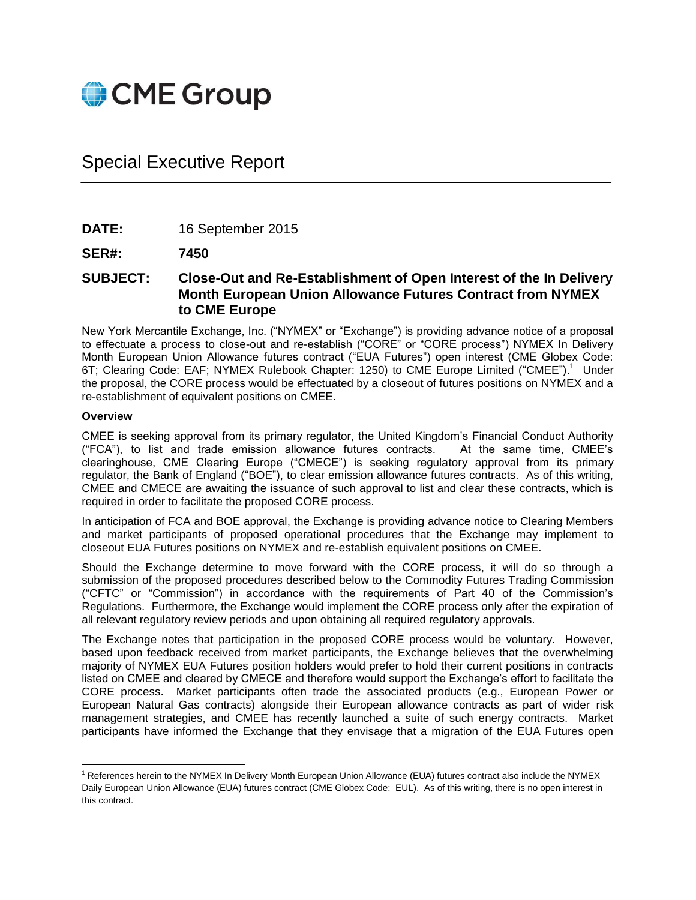CME Group

# Special Executive Report

**DATE:** 16 September 2015

**SER#:** **7450**

**SUBJECT:** **Close-Out and Re-Establishment of Open Interest of the In Delivery Month European Union Allowance Futures Contract from NYMEX to CME Europe**

New York Mercantile Exchange, Inc. ("NYMEX" or "Exchange") is providing advance notice of a proposal to effectuate a process to close-out and re-establish ("CORE" or "CORE process") NYMEX In Delivery Month European Union Allowance futures contract ("EUA Futures") open interest (CME Globex Code: 6T; Clearing Code: EAF; NYMEX Rulebook Chapter: 1250) to CME Europe Limited ("CMEE").[1] Under the proposal, the CORE process would be effectuated by a closeout of futures positions on NYMEX and a re-establishment of equivalent positions on CMEE.

**Overview**

CMEE is seeking approval from its primary regulator, the United Kingdom's Financial Conduct Authority ("FCA"), to list and trade emission allowance futures contracts. At the same time, CMEE's clearinghouse, CME Clearing Europe ("CMECE") is seeking regulatory approval from its primary regulator, the Bank of England ("BOE"), to clear emission allowance futures contracts. As of this writing, CMEE and CMECE are awaiting the issuance of such approval to list and clear these contracts, which is required in order to facilitate the proposed CORE process.

In anticipation of FCA and BOE approval, the Exchange is providing advance notice to Clearing Members and market participants of proposed operational procedures that the Exchange may implement to closeout EUA Futures positions on NYMEX and re-establish equivalent positions on CMEE.

Should the Exchange determine to move forward with the CORE process, it will do so through a submission of the proposed procedures described below to the Commodity Futures Trading Commission ("CFTC" or "Commission") in accordance with the requirements of Part 40 of the Commission's Regulations. Furthermore, the Exchange would implement the CORE process only after the expiration of all relevant regulatory review periods and upon obtaining all required regulatory approvals.

The Exchange notes that participation in the proposed CORE process would be voluntary. However, based upon feedback received from market participants, the Exchange believes that the overwhelming majority of NYMEX EUA Futures position holders would prefer to hold their current positions in contracts listed on CMEE and cleared by CMECE and therefore would support the Exchange's effort to facilitate the CORE process. Market participants often trade the associated products (e.g., European Power or European Natural Gas contracts) alongside their European allowance contracts as part of wider risk management strategies, and CMEE has recently launched a suite of such energy contracts. Market participants have informed the Exchange that they envisage that a migration of the EUA Futures open

---

[1] References herein to the NYMEX In Delivery Month European Union Allowance (EUA) futures contract also include the NYMEX Daily European Union Allowance (EUA) futures contract (CME Globex Code: EUL). As of this writing, there is no open interest in this contract.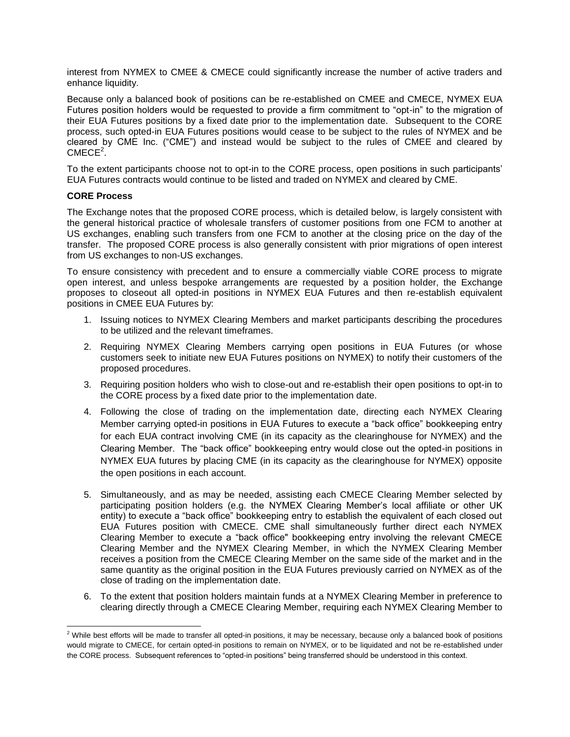interest from NYMEX to CMEE & CMECE could significantly increase the number of active traders and enhance liquidity.

Because only a balanced book of positions can be re-established on CMEE and CMECE, NYMEX EUA Futures position holders would be requested to provide a firm commitment to "opt-in" to the migration of their EUA Futures positions by a fixed date prior to the implementation date. Subsequent to the CORE process, such opted-in EUA Futures positions would cease to be subject to the rules of NYMEX and be cleared by CME Inc. ("CME") and instead would be subject to the rules of CMEE and cleared by CMECE[2].

To the extent participants choose not to opt-in to the CORE process, open positions in such participants' EUA Futures contracts would continue to be listed and traded on NYMEX and cleared by CME.

**CORE Process**

The Exchange notes that the proposed CORE process, which is detailed below, is largely consistent with the general historical practice of wholesale transfers of customer positions from one FCM to another at US exchanges, enabling such transfers from one FCM to another at the closing price on the day of the transfer. The proposed CORE process is also generally consistent with prior migrations of open interest from US exchanges to non-US exchanges.

To ensure consistency with precedent and to ensure a commercially viable CORE process to migrate open interest, and unless bespoke arrangements are requested by a position holder, the Exchange proposes to closeout all opted-in positions in NYMEX EUA Futures and then re-establish equivalent positions in CMEE EUA Futures by:

1. Issuing notices to NYMEX Clearing Members and market participants describing the procedures to be utilized and the relevant timeframes.
2. Requiring NYMEX Clearing Members carrying open positions in EUA Futures (or whose customers seek to initiate new EUA Futures positions on NYMEX) to notify their customers of the proposed procedures.
3. Requiring position holders who wish to close-out and re-establish their open positions to opt-in to the CORE process by a fixed date prior to the implementation date.
4. Following the close of trading on the implementation date, directing each NYMEX Clearing Member carrying opted-in positions in EUA Futures to execute a "back office" bookkeeping entry for each EUA contract involving CME (in its capacity as the clearinghouse for NYMEX) and the Clearing Member. The "back office" bookkeeping entry would close out the opted-in positions in NYMEX EUA futures by placing CME (in its capacity as the clearinghouse for NYMEX) opposite the open positions in each account.
5. Simultaneously, and as may be needed, assisting each CMECE Clearing Member selected by participating position holders (e.g. the NYMEX Clearing Member's local affiliate or other UK entity) to execute a "back office" bookkeeping entry to establish the equivalent of each closed out EUA Futures position with CMECE. CME shall simultaneously further direct each NYMEX Clearing Member to execute a "back office" bookkeeping entry involving the relevant CMECE Clearing Member and the NYMEX Clearing Member, in which the NYMEX Clearing Member receives a position from the CMECE Clearing Member on the same side of the market and in the same quantity as the original position in the EUA Futures previously carried on NYMEX as of the close of trading on the implementation date.
6. To the extent that position holders maintain funds at a NYMEX Clearing Member in preference to clearing directly through a CMECE Clearing Member, requiring each NYMEX Clearing Member to

[2] While best efforts will be made to transfer all opted-in positions, it may be necessary, because only a balanced book of positions would migrate to CMECE, for certain opted-in positions to remain on NYMEX, or to be liquidated and not be re-established under the CORE process. Subsequent references to "opted-in positions" being transferred should be understood in this context.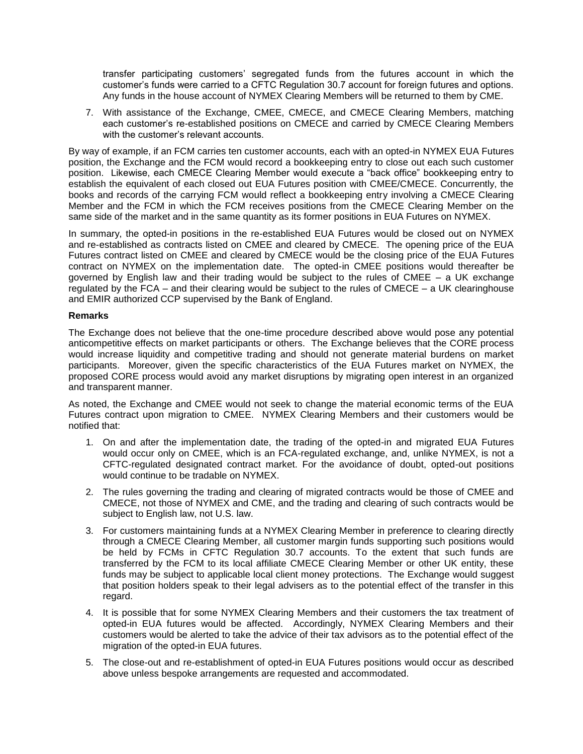transfer participating customers' segregated funds from the futures account in which the customer's funds were carried to a CFTC Regulation 30.7 account for foreign futures and options. Any funds in the house account of NYMEX Clearing Members will be returned to them by CME.

7. With assistance of the Exchange, CMEE, CMECE, and CMECE Clearing Members, matching each customer's re-established positions on CMECE and carried by CMECE Clearing Members with the customer's relevant accounts.

By way of example, if an FCM carries ten customer accounts, each with an opted-in NYMEX EUA Futures position, the Exchange and the FCM would record a bookkeeping entry to close out each such customer position. Likewise, each CMECE Clearing Member would execute a "back office" bookkeeping entry to establish the equivalent of each closed out EUA Futures position with CMEE/CMECE. Concurrently, the books and records of the carrying FCM would reflect a bookkeeping entry involving a CMECE Clearing Member and the FCM in which the FCM receives positions from the CMECE Clearing Member on the same side of the market and in the same quantity as its former positions in EUA Futures on NYMEX.

In summary, the opted-in positions in the re-established EUA Futures would be closed out on NYMEX and re-established as contracts listed on CMEE and cleared by CMECE. The opening price of the EUA Futures contract listed on CMEE and cleared by CMECE would be the closing price of the EUA Futures contract on NYMEX on the implementation date. The opted-in CMEE positions would thereafter be governed by English law and their trading would be subject to the rules of CMEE – a UK exchange regulated by the FCA – and their clearing would be subject to the rules of CMECE – a UK clearinghouse and EMIR authorized CCP supervised by the Bank of England.

**Remarks**

The Exchange does not believe that the one-time procedure described above would pose any potential anticompetitive effects on market participants or others. The Exchange believes that the CORE process would increase liquidity and competitive trading and should not generate material burdens on market participants. Moreover, given the specific characteristics of the EUA Futures market on NYMEX, the proposed CORE process would avoid any market disruptions by migrating open interest in an organized and transparent manner.

As noted, the Exchange and CMEE would not seek to change the material economic terms of the EUA Futures contract upon migration to CMEE. NYMEX Clearing Members and their customers would be notified that:

1. On and after the implementation date, the trading of the opted-in and migrated EUA Futures would occur only on CMEE, which is an FCA-regulated exchange, and, unlike NYMEX, is not a CFTC-regulated designated contract market. For the avoidance of doubt, opted-out positions would continue to be tradable on NYMEX.

2. The rules governing the trading and clearing of migrated contracts would be those of CMEE and CMECE, not those of NYMEX and CME, and the trading and clearing of such contracts would be subject to English law, not U.S. law.

3. For customers maintaining funds at a NYMEX Clearing Member in preference to clearing directly through a CMECE Clearing Member, all customer margin funds supporting such positions would be held by FCMs in CFTC Regulation 30.7 accounts. To the extent that such funds are transferred by the FCM to its local affiliate CMECE Clearing Member or other UK entity, these funds may be subject to applicable local client money protections. The Exchange would suggest that position holders speak to their legal advisers as to the potential effect of the transfer in this regard.

4. It is possible that for some NYMEX Clearing Members and their customers the tax treatment of opted-in EUA futures would be affected. Accordingly, NYMEX Clearing Members and their customers would be alerted to take the advice of their tax advisors as to the potential effect of the migration of the opted-in EUA futures.

5. The close-out and re-establishment of opted-in EUA Futures positions would occur as described above unless bespoke arrangements are requested and accommodated.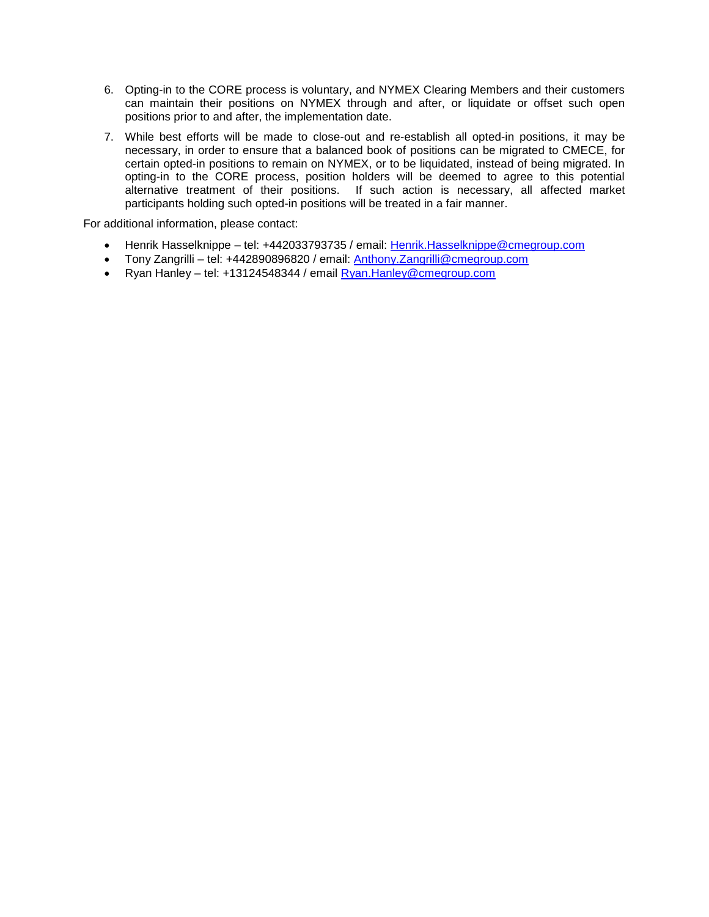6. Opting-in to the CORE process is voluntary, and NYMEX Clearing Members and their customers can maintain their positions on NYMEX through and after, or liquidate or offset such open positions prior to and after, the implementation date.

7. While best efforts will be made to close-out and re-establish all opted-in positions, it may be necessary, in order to ensure that a balanced book of positions can be migrated to CMECE, for certain opted-in positions to remain on NYMEX, or to be liquidated, instead of being migrated. In opting-in to the CORE process, position holders will be deemed to agree to this potential alternative treatment of their positions. If such action is necessary, all affected market participants holding such opted-in positions will be treated in a fair manner.

For additional information, please contact:

- Henrik Hasselknippe – tel: +442033793735 / email: Henrik.Hasselknippe@cmegroup.com
- Tony Zangrilli – tel: +442890896820 / email: Anthony.Zangrilli@cmegroup.com
- Ryan Hanley – tel: +13124548344 / email Ryan.Hanley@cmegroup.com